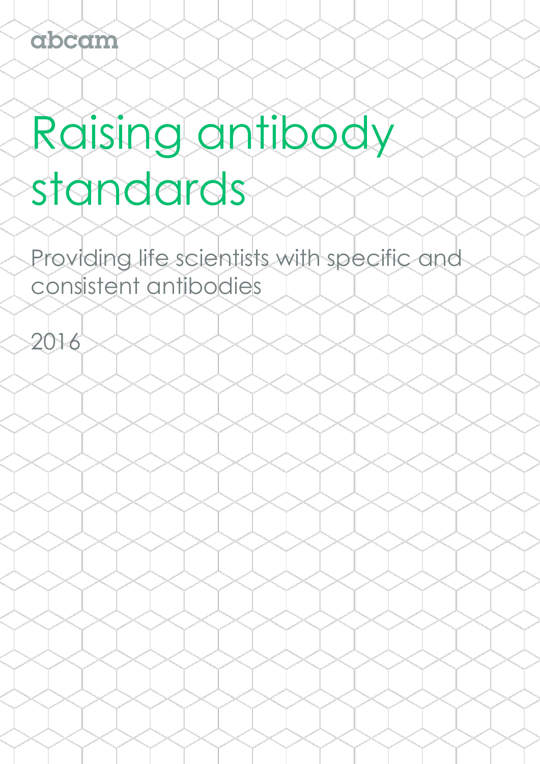abcam

# Raising antibody standards

Providing life scientists with specific and consistent antibodies

2016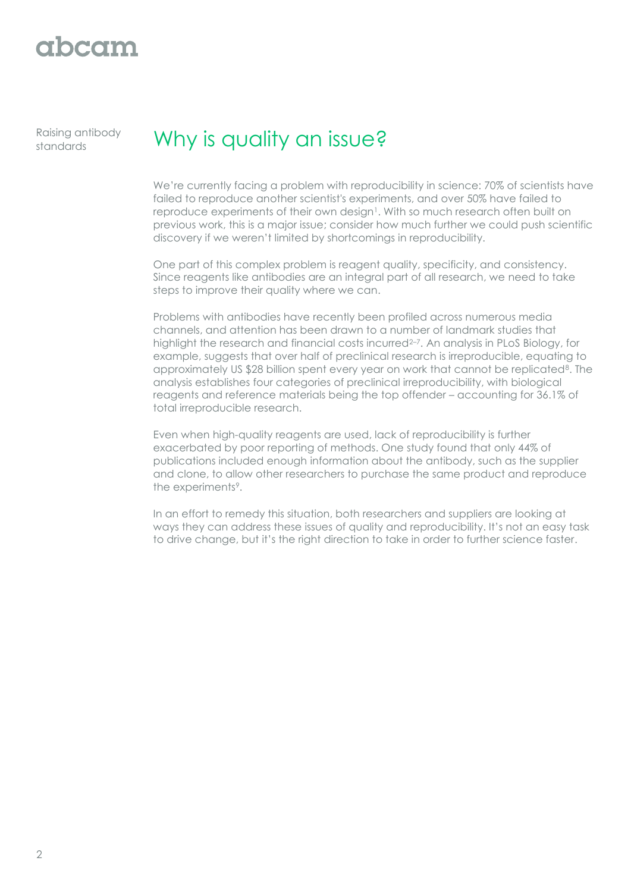Raising antibody standards

# Why is quality an issue?

We're currently facing a problem with reproducibility in science: 70% of scientists have failed to reproduce another scientist's experiments, and over 50% have failed to reproduce experiments of their own design[1]. With so much research often built on previous work, this is a major issue; consider how much further we could push scientific discovery if we weren't limited by shortcomings in reproducibility.

One part of this complex problem is reagent quality, specificity, and consistency. Since reagents like antibodies are an integral part of all research, we need to take steps to improve their quality where we can.

Problems with antibodies have recently been profiled across numerous media channels, and attention has been drawn to a number of landmark studies that highlight the research and financial costs incurred[2–7]. An analysis in PLoS Biology, for example, suggests that over half of preclinical research is irreproducible, equating to approximately US $28 billion spent every year on work that cannot be replicated[8]. The analysis establishes four categories of preclinical irreproducibility, with biological reagents and reference materials being the top offender – accounting for 36.1% of total irreproducible research.

Even when high-quality reagents are used, lack of reproducibility is further exacerbated by poor reporting of methods. One study found that only 44% of publications included enough information about the antibody, such as the supplier and clone, to allow other researchers to purchase the same product and reproduce the experiments[9].

In an effort to remedy this situation, both researchers and suppliers are looking at ways they can address these issues of quality and reproducibility. It's not an easy task to drive change, but it's the right direction to take in order to further science faster.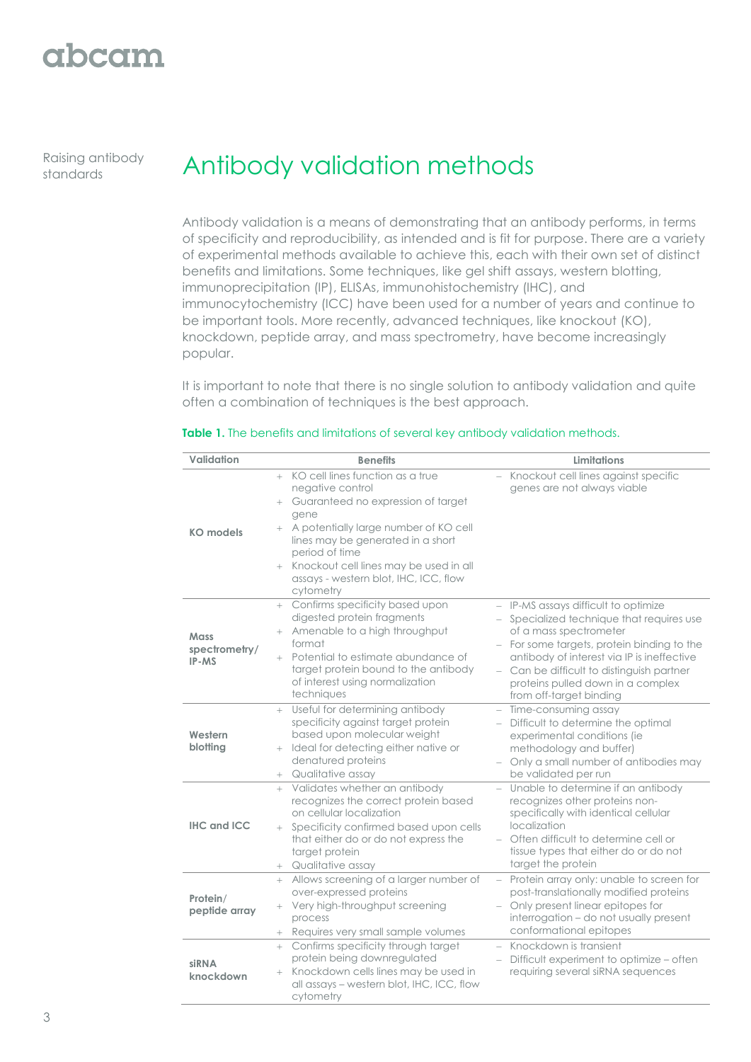Raising antibody standards

# Antibody validation methods

Antibody validation is a means of demonstrating that an antibody performs, in terms of specificity and reproducibility, as intended and is fit for purpose. There are a variety of experimental methods available to achieve this, each with their own set of distinct benefits and limitations. Some techniques, like gel shift assays, western blotting, immunoprecipitation (IP), ELISAs, immunohistochemistry (IHC), and immunocytochemistry (ICC) have been used for a number of years and continue to be important tools. More recently, advanced techniques, like knockout (KO), knockdown, peptide array, and mass spectrometry, have become increasingly popular.

It is important to note that there is no single solution to antibody validation and quite often a combination of techniques is the best approach.

**Table 1.** The benefits and limitations of several key antibody validation methods.

| Validation | Benefits | Limitations |
|---|---|---|
| **KO models** | + KO cell lines function as a true negative control<br>+ Guaranteed no expression of target gene<br>+ A potentially large number of KO cell lines may be generated in a short period of time<br>+ Knockout cell lines may be used in all assays - western blot, IHC, ICC, flow cytometry | – Knockout cell lines against specific genes are not always viable |
| **Mass spectrometry/ IP-MS** | + Confirms specificity based upon digested protein fragments<br>+ Amenable to a high throughput format<br>+ Potential to estimate abundance of target protein bound to the antibody of interest using normalization techniques | – IP-MS assays difficult to optimize<br>– Specialized technique that requires use of a mass spectrometer<br>– For some targets, protein binding to the antibody of interest via IP is ineffective<br>– Can be difficult to distinguish partner proteins pulled down in a complex from off-target binding |
| **Western blotting** | + Useful for determining antibody specificity against target protein based upon molecular weight<br>+ Ideal for detecting either native or denatured proteins<br>+ Qualitative assay | – Time-consuming assay<br>– Difficult to determine the optimal experimental conditions (ie methodology and buffer)<br>– Only a small number of antibodies may be validated per run |
| **IHC and ICC** | + Validates whether an antibody recognizes the correct protein based on cellular localization<br>+ Specificity confirmed based upon cells that either do or do not express the target protein<br>+ Qualitative assay | – Unable to determine if an antibody recognizes other proteins non-specifically with identical cellular localization<br>– Often difficult to determine cell or tissue types that either do or do not target the protein |
| **Protein/ peptide array** | + Allows screening of a larger number of over-expressed proteins<br>+ Very high-throughput screening process<br>+ Requires very small sample volumes | – Protein array only: unable to screen for post-translationally modified proteins<br>– Only present linear epitopes for interrogation – do not usually present conformational epitopes |
| **siRNA knockdown** | + Confirms specificity through target protein being downregulated<br>+ Knockdown cells lines may be used in all assays – western blot, IHC, ICC, flow cytometry | – Knockdown is transient<br>– Difficult experiment to optimize – often requiring several siRNA sequences |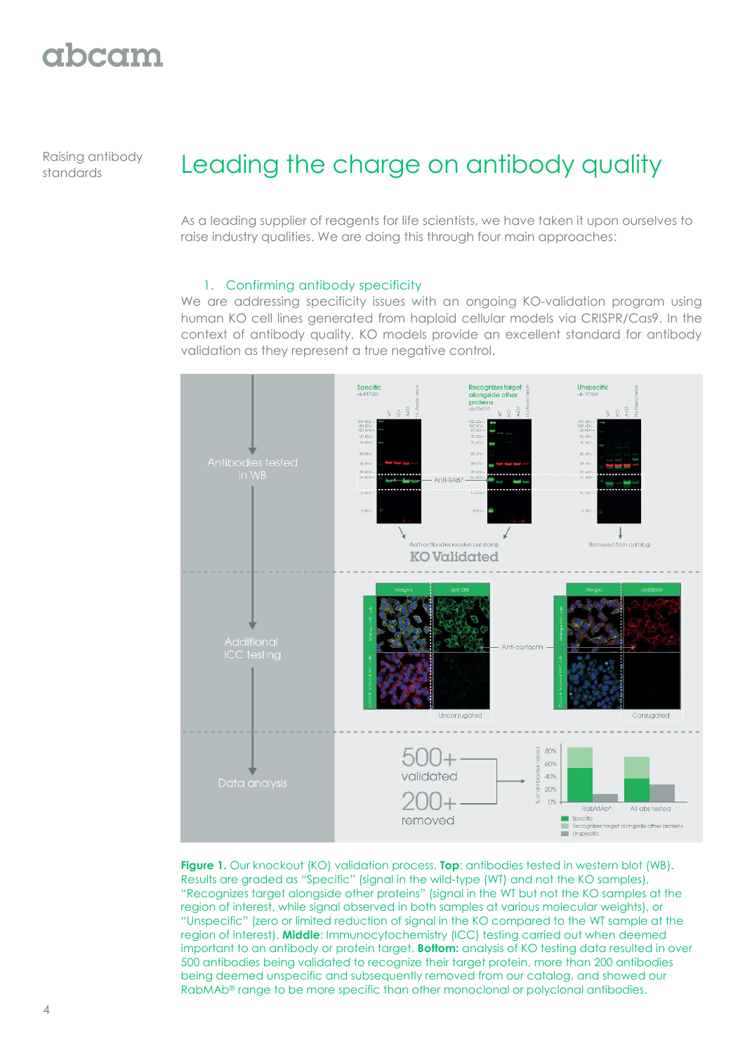Raising antibody standards

# Leading the charge on antibody quality

As a leading supplier of reagents for life scientists, we have taken it upon ourselves to raise industry qualities. We are doing this through four main approaches:

1. Confirming antibody specificity

We are addressing specificity issues with an ongoing KO-validation program using human KO cell lines generated from haploid cellular models via CRISPR/Cas9. In the context of antibody quality, KO models provide an excellent standard for antibody validation as they represent a true negative control.

**Figure 1.** Our knockout (KO) validation process. **Top**: antibodies tested in western blot (WB). Results are graded as "Specific" (signal in the wild-type (WT) and not the KO samples), "Recognizes target alongside other proteins" (signal in the WT but not the KO samples at the region of interest, while signal observed in both samples at various molecular weights), or "Unspecific" (zero or limited reduction of signal in the KO compared to the WT sample at the region of interest). **Middle**: Immunocytochemistry (ICC) testing carried out when deemed important to an antibody or protein target. **Bottom:** analysis of KO testing data resulted in over 500 antibodies being validated to recognize their target protein, more than 200 antibodies being deemed unspecific and subsequently removed from our catalog, and showed our RabMAb® range to be more specific than other monoclonal or polyclonal antibodies.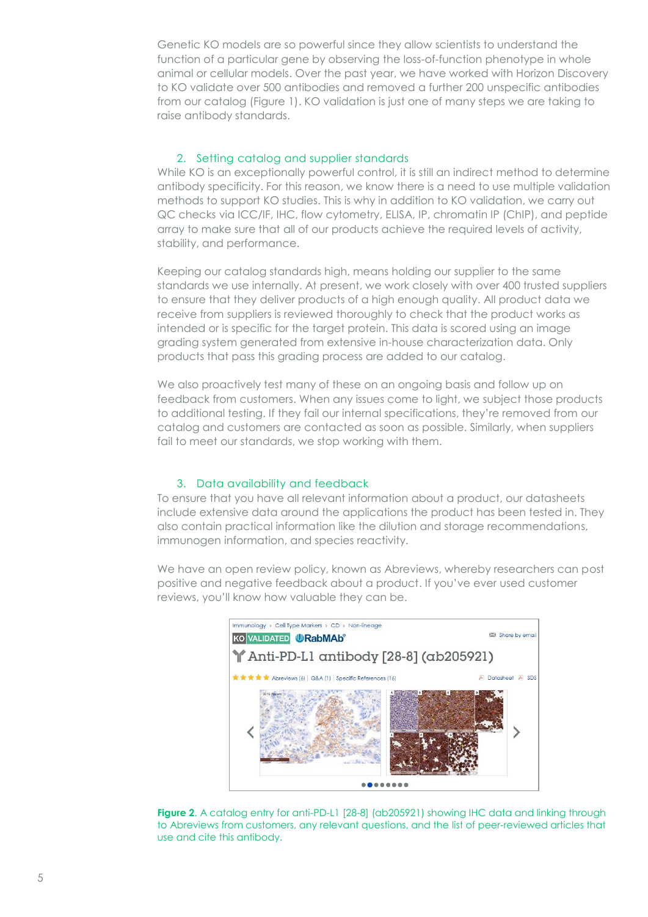Genetic KO models are so powerful since they allow scientists to understand the function of a particular gene by observing the loss-of-function phenotype in whole animal or cellular models. Over the past year, we have worked with Horizon Discovery to KO validate over 500 antibodies and removed a further 200 unspecific antibodies from our catalog (Figure 1). KO validation is just one of many steps we are taking to raise antibody standards.

## 2. Setting catalog and supplier standards

While KO is an exceptionally powerful control, it is still an indirect method to determine antibody specificity. For this reason, we know there is a need to use multiple validation methods to support KO studies. This is why in addition to KO validation, we carry out QC checks via ICC/IF, IHC, flow cytometry, ELISA, IP, chromatin IP (ChIP), and peptide array to make sure that all of our products achieve the required levels of activity, stability, and performance.

Keeping our catalog standards high, means holding our supplier to the same standards we use internally. At present, we work closely with over 400 trusted suppliers to ensure that they deliver products of a high enough quality. All product data we receive from suppliers is reviewed thoroughly to check that the product works as intended or is specific for the target protein. This data is scored using an image grading system generated from extensive in-house characterization data. Only products that pass this grading process are added to our catalog.

We also proactively test many of these on an ongoing basis and follow up on feedback from customers. When any issues come to light, we subject those products to additional testing. If they fail our internal specifications, they're removed from our catalog and customers are contacted as soon as possible. Similarly, when suppliers fail to meet our standards, we stop working with them.

## 3. Data availability and feedback

To ensure that you have all relevant information about a product, our datasheets include extensive data around the applications the product has been tested in. They also contain practical information like the dilution and storage recommendations, immunogen information, and species reactivity.

We have an open review policy, known as Abreviews, whereby researchers can post positive and negative feedback about a product. If you've ever used customer reviews, you'll know how valuable they can be.

**Figure 2.** A catalog entry for anti-PD-L1 [28-8] (ab205921) showing IHC data and linking through to Abreviews from customers, any relevant questions, and the list of peer-reviewed articles that use and cite this antibody.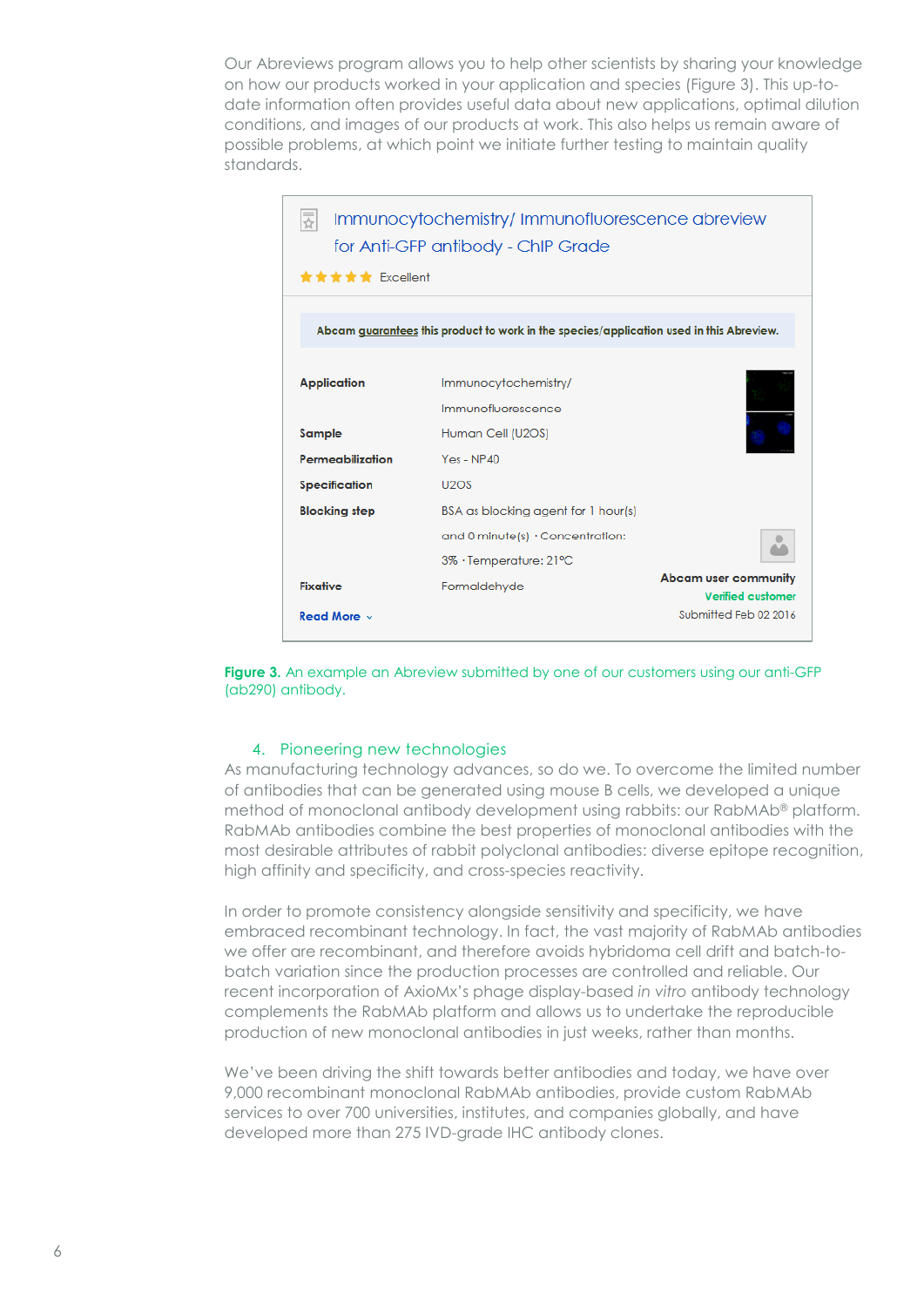Our Abreviews program allows you to help other scientists by sharing your knowledge on how our products worked in your application and species (Figure 3). This up-to-date information often provides useful data about new applications, optimal dilution conditions, and images of our products at work. This also helps us remain aware of possible problems, at which point we initiate further testing to maintain quality standards.

**Immunocytochemistry/ Immunofluorescence abreview for Anti-GFP antibody - ChIP Grade**

★★★★★ Excellent

**Abcam guarantees this product to work in the species/application used in this Abreview.**

| | |
|---|---|
| **Application** | Immunocytochemistry/ Immunofluorescence |
| **Sample** | Human Cell (U2OS) |
| **Permeabilization** | Yes - NP40 |
| **Specification** | U2OS |
| **Blocking step** | BSA as blocking agent for 1 hour(s) and 0 minute(s) · Concentration: 3% · Temperature: 21°C |
| **Fixative** | Formaldehyde |

**Read More**

**Abcam user community**
Verified customer
Submitted Feb 02 2016

**Figure 3.** An example an Abreview submitted by one of our customers using our anti-GFP (ab290) antibody.

## 4. Pioneering new technologies

As manufacturing technology advances, so do we. To overcome the limited number of antibodies that can be generated using mouse B cells, we developed a unique method of monoclonal antibody development using rabbits: our RabMAb® platform. RabMAb antibodies combine the best properties of monoclonal antibodies with the most desirable attributes of rabbit polyclonal antibodies: diverse epitope recognition, high affinity and specificity, and cross-species reactivity.

In order to promote consistency alongside sensitivity and specificity, we have embraced recombinant technology. In fact, the vast majority of RabMAb antibodies we offer are recombinant, and therefore avoids hybridoma cell drift and batch-to-batch variation since the production processes are controlled and reliable. Our recent incorporation of AxioMx's phage display-based *in vitro* antibody technology complements the RabMAb platform and allows us to undertake the reproducible production of new monoclonal antibodies in just weeks, rather than months.

We've been driving the shift towards better antibodies and today, we have over 9,000 recombinant monoclonal RabMAb antibodies, provide custom RabMAb services to over 700 universities, institutes, and companies globally, and have developed more than 275 IVD-grade IHC antibody clones.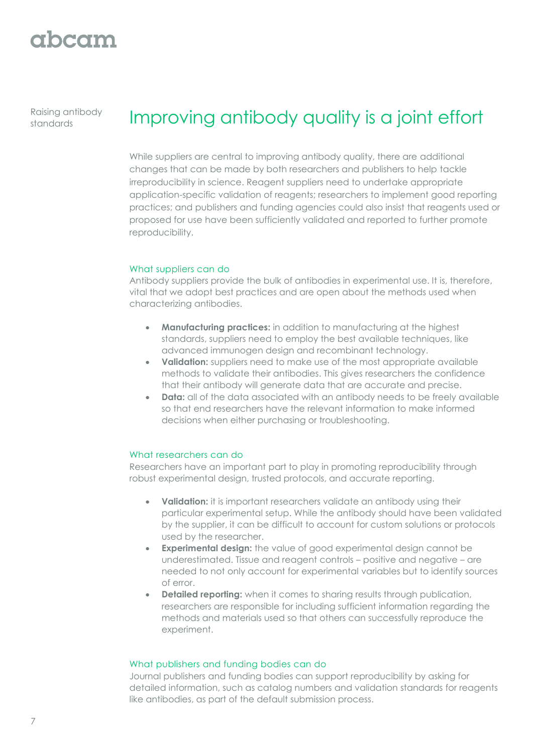Raising antibody standards

# Improving antibody quality is a joint effort

While suppliers are central to improving antibody quality, there are additional changes that can be made by both researchers and publishers to help tackle irreproducibility in science. Reagent suppliers need to undertake appropriate application-specific validation of reagents; researchers to implement good reporting practices; and publishers and funding agencies could also insist that reagents used or proposed for use have been sufficiently validated and reported to further promote reproducibility.

## What suppliers can do

Antibody suppliers provide the bulk of antibodies in experimental use. It is, therefore, vital that we adopt best practices and are open about the methods used when characterizing antibodies.

- **Manufacturing practices:** in addition to manufacturing at the highest standards, suppliers need to employ the best available techniques, like advanced immunogen design and recombinant technology.
- **Validation:** suppliers need to make use of the most appropriate available methods to validate their antibodies. This gives researchers the confidence that their antibody will generate data that are accurate and precise.
- **Data:** all of the data associated with an antibody needs to be freely available so that end researchers have the relevant information to make informed decisions when either purchasing or troubleshooting.

## What researchers can do

Researchers have an important part to play in promoting reproducibility through robust experimental design, trusted protocols, and accurate reporting.

- **Validation:** it is important researchers validate an antibody using their particular experimental setup. While the antibody should have been validated by the supplier, it can be difficult to account for custom solutions or protocols used by the researcher.
- **Experimental design:** the value of good experimental design cannot be underestimated. Tissue and reagent controls – positive and negative – are needed to not only account for experimental variables but to identify sources of error.
- **Detailed reporting:** when it comes to sharing results through publication, researchers are responsible for including sufficient information regarding the methods and materials used so that others can successfully reproduce the experiment.

## What publishers and funding bodies can do

Journal publishers and funding bodies can support reproducibility by asking for detailed information, such as catalog numbers and validation standards for reagents like antibodies, as part of the default submission process.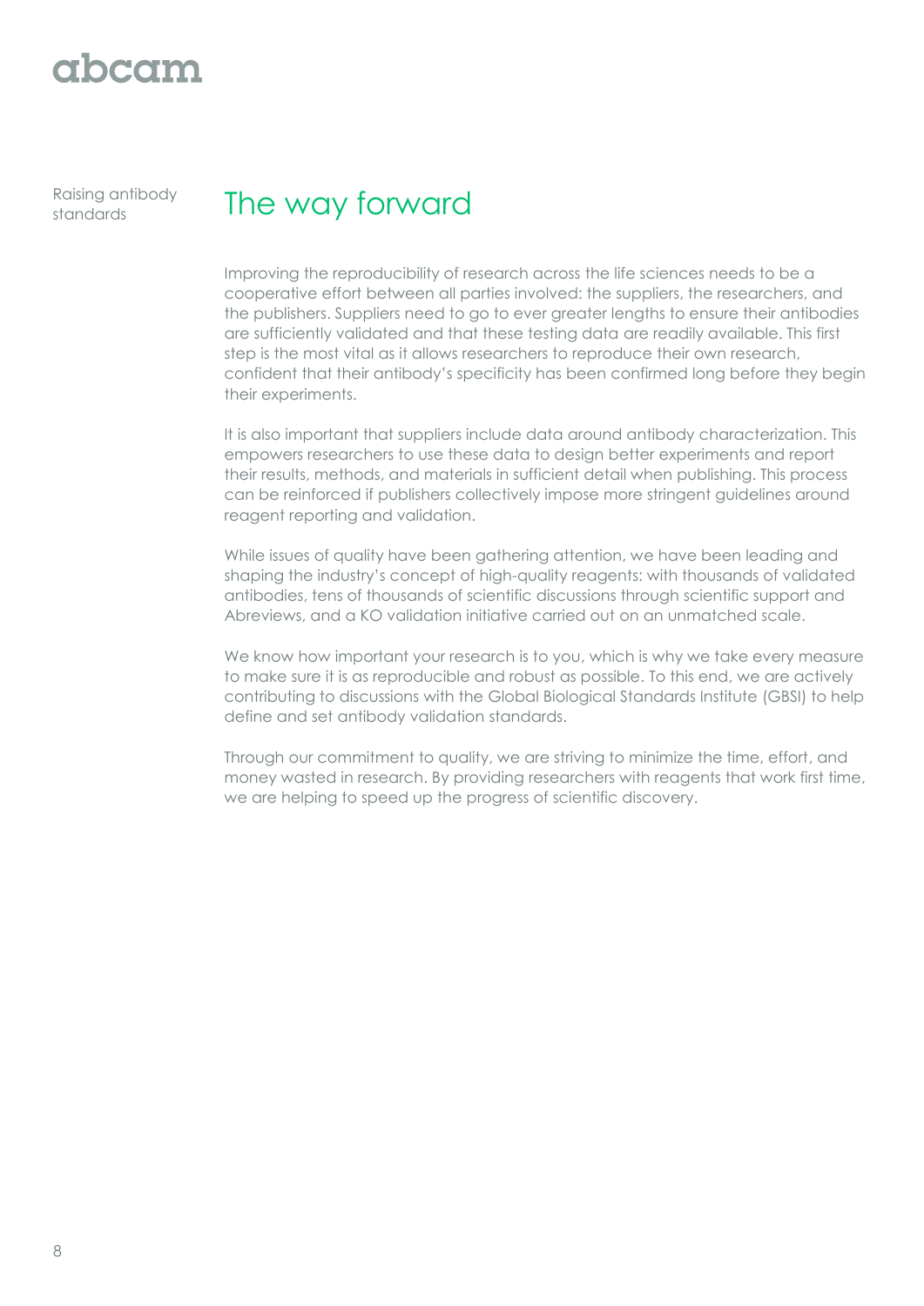# The way forward

Improving the reproducibility of research across the life sciences needs to be a cooperative effort between all parties involved: the suppliers, the researchers, and the publishers. Suppliers need to go to ever greater lengths to ensure their antibodies are sufficiently validated and that these testing data are readily available. This first step is the most vital as it allows researchers to reproduce their own research, confident that their antibody's specificity has been confirmed long before they begin their experiments.

It is also important that suppliers include data around antibody characterization. This empowers researchers to use these data to design better experiments and report their results, methods, and materials in sufficient detail when publishing. This process can be reinforced if publishers collectively impose more stringent guidelines around reagent reporting and validation.

While issues of quality have been gathering attention, we have been leading and shaping the industry's concept of high-quality reagents: with thousands of validated antibodies, tens of thousands of scientific discussions through scientific support and Abreviews, and a KO validation initiative carried out on an unmatched scale.

We know how important your research is to you, which is why we take every measure to make sure it is as reproducible and robust as possible. To this end, we are actively contributing to discussions with the Global Biological Standards Institute (GBSI) to help define and set antibody validation standards.

Through our commitment to quality, we are striving to minimize the time, effort, and money wasted in research. By providing researchers with reagents that work first time, we are helping to speed up the progress of scientific discovery.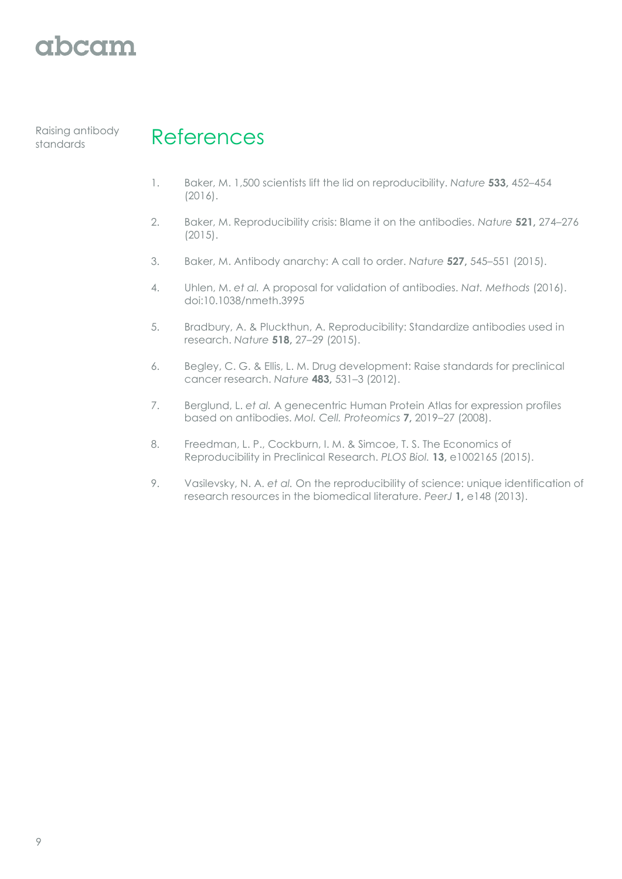# References

1. Baker, M. 1,500 scientists lift the lid on reproducibility. *Nature* **533,** 452–454 (2016).

2. Baker, M. Reproducibility crisis: Blame it on the antibodies. *Nature* **521,** 274–276 (2015).

3. Baker, M. Antibody anarchy: A call to order. *Nature* **527,** 545–551 (2015).

4. Uhlen, M. *et al.* A proposal for validation of antibodies. *Nat. Methods* (2016). doi:10.1038/nmeth.3995

5. Bradbury, A. & Pluckthun, A. Reproducibility: Standardize antibodies used in research. *Nature* **518,** 27–29 (2015).

6. Begley, C. G. & Ellis, L. M. Drug development: Raise standards for preclinical cancer research. *Nature* **483,** 531–3 (2012).

7. Berglund, L. *et al.* A genecentric Human Protein Atlas for expression profiles based on antibodies. *Mol. Cell. Proteomics* **7,** 2019–27 (2008).

8. Freedman, L. P., Cockburn, I. M. & Simcoe, T. S. The Economics of Reproducibility in Preclinical Research. *PLOS Biol.* **13,** e1002165 (2015).

9. Vasilevsky, N. A. *et al.* On the reproducibility of science: unique identification of research resources in the biomedical literature. *PeerJ* **1,** e148 (2013).